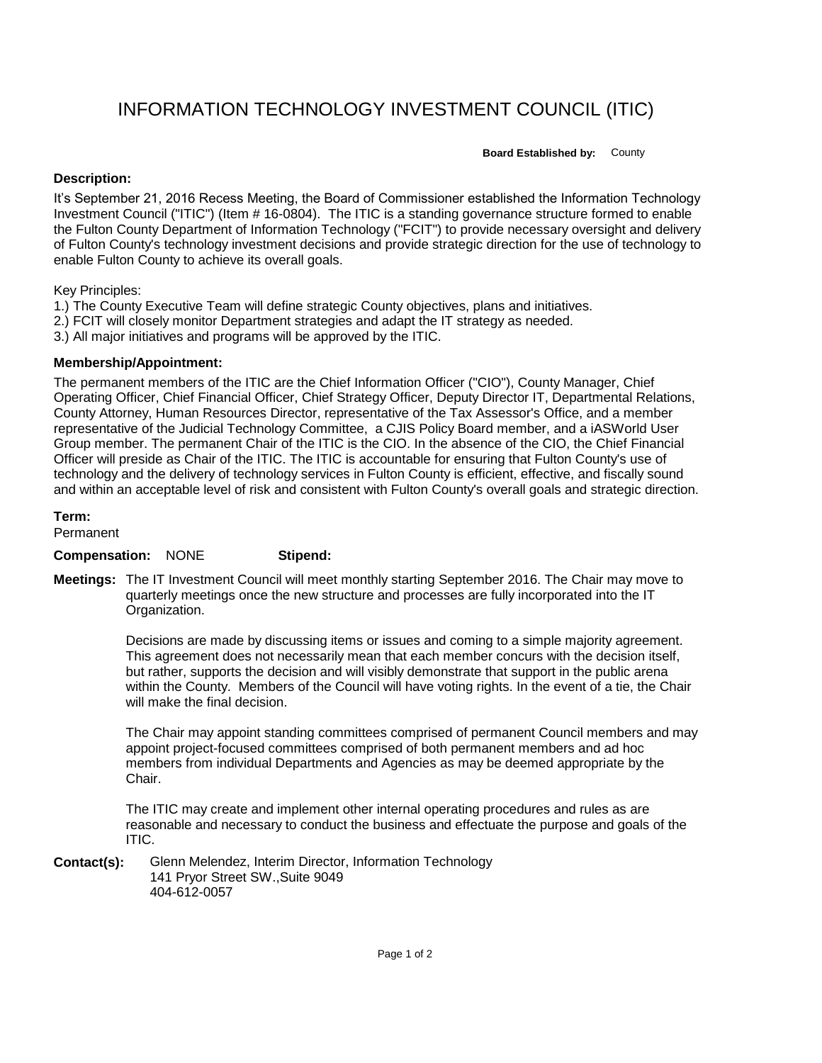# INFORMATION TECHNOLOGY INVESTMENT COUNCIL (ITIC)

**Board Established by:** County

**Description:**

It's September 21, 2016 Recess Meeting, the Board of Commissioner established the Information Technology Investment Council ("ITIC") (Item # 16-0804). The ITIC is a standing governance structure formed to enable the Fulton County Department of Information Technology ("FCIT") to provide necessary oversight and delivery of Fulton County's technology investment decisions and provide strategic direction for the use of technology to enable Fulton County to achieve its overall goals.

Key Principles:
1.) The County Executive Team will define strategic County objectives, plans and initiatives.
2.) FCIT will closely monitor Department strategies and adapt the IT strategy as needed.
3.) All major initiatives and programs will be approved by the ITIC.

**Membership/Appointment:**

The permanent members of the ITIC are the Chief Information Officer ("CIO"), County Manager, Chief Operating Officer, Chief Financial Officer, Chief Strategy Officer, Deputy Director IT, Departmental Relations, County Attorney, Human Resources Director, representative of the Tax Assessor's Office, and a member representative of the Judicial Technology Committee, a CJIS Policy Board member, and a iASWorld User Group member. The permanent Chair of the ITIC is the CIO. In the absence of the CIO, the Chief Financial Officer will preside as Chair of the ITIC. The ITIC is accountable for ensuring that Fulton County's use of technology and the delivery of technology services in Fulton County is efficient, effective, and fiscally sound and within an acceptable level of risk and consistent with Fulton County's overall goals and strategic direction.

**Term:**
Permanent

**Compensation:** NONE **Stipend:**

**Meetings:** The IT Investment Council will meet monthly starting September 2016. The Chair may move to quarterly meetings once the new structure and processes are fully incorporated into the IT Organization.

Decisions are made by discussing items or issues and coming to a simple majority agreement. This agreement does not necessarily mean that each member concurs with the decision itself, but rather, supports the decision and will visibly demonstrate that support in the public arena within the County. Members of the Council will have voting rights. In the event of a tie, the Chair will make the final decision.

The Chair may appoint standing committees comprised of permanent Council members and may appoint project-focused committees comprised of both permanent members and ad hoc members from individual Departments and Agencies as may be deemed appropriate by the Chair.

The ITIC may create and implement other internal operating procedures and rules as are reasonable and necessary to conduct the business and effectuate the purpose and goals of the ITIC.

**Contact(s):** Glenn Melendez, Interim Director, Information Technology
141 Pryor Street SW.,Suite 9049
404-612-0057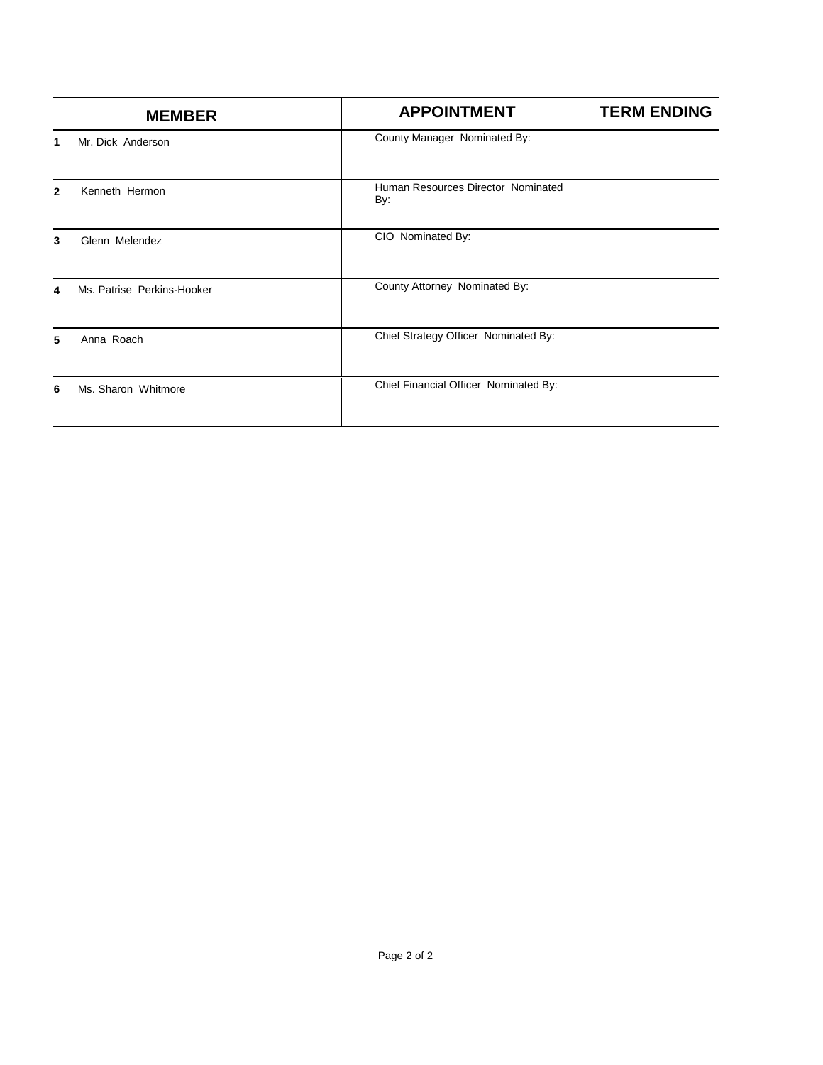| MEMBER | APPOINTMENT | TERM ENDING |
|---|---|---|
| 1 Mr. Dick Anderson | County Manager Nominated By: | |
| 2 Kenneth Hermon | Human Resources Director Nominated By: | |
| 3 Glenn Melendez | CIO Nominated By: | |
| 4 Ms. Patrise Perkins-Hooker | County Attorney Nominated By: | |
| 5 Anna Roach | Chief Strategy Officer Nominated By: | |
| 6 Ms. Sharon Whitmore | Chief Financial Officer Nominated By: | |